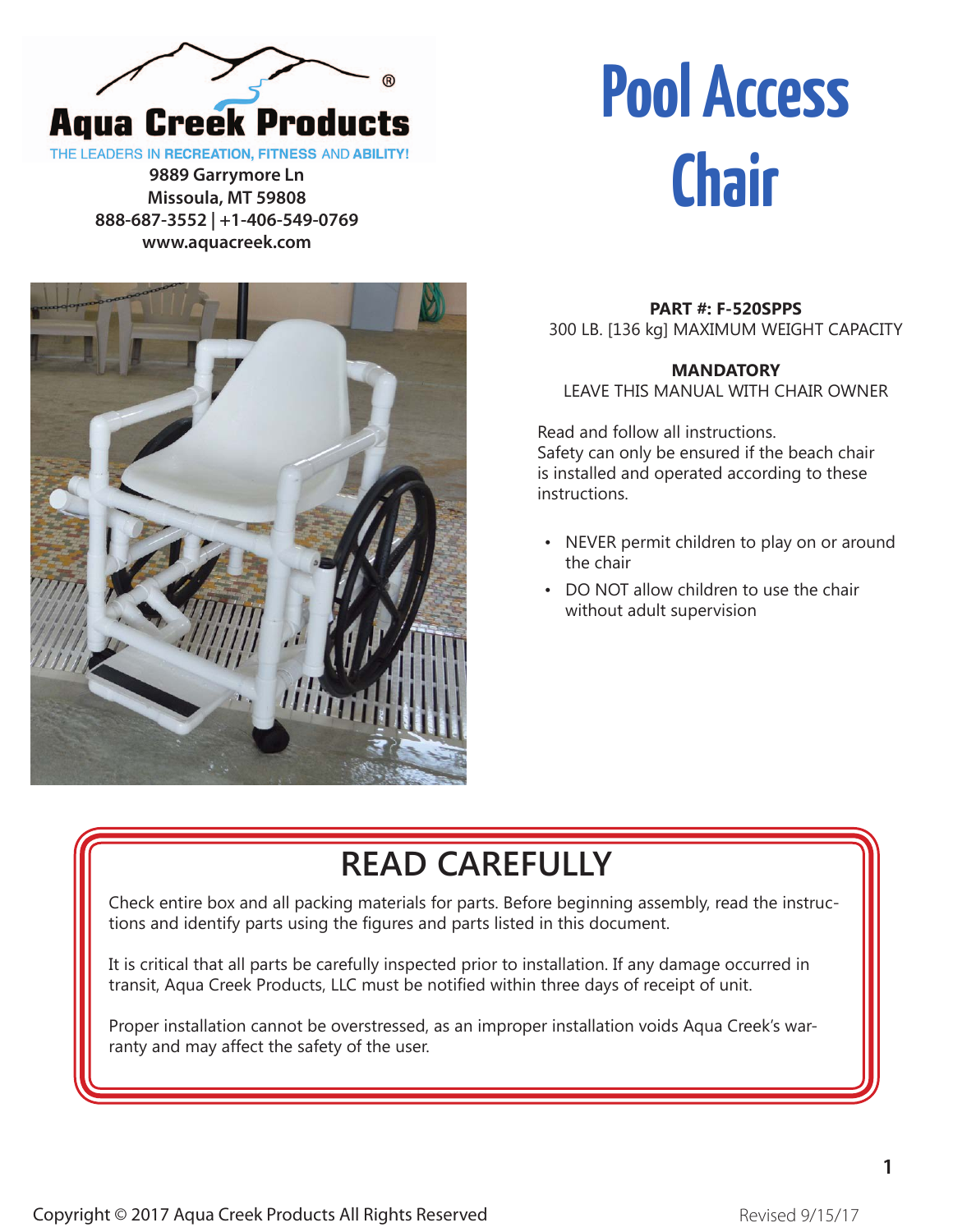**Aqua Creek Products**

THE LEADERS IN **RECREATION, FITNESS** AND **ABILITY!**

**9889 Garrymore Ln**
**Missoula, MT 59808**
**888-687-3552 | +1-406-549-0769**
**www.aquacreek.com**

# Pool Access Chair

**PART #: F-520SPPS**
300 LB. [136 kg] MAXIMUM WEIGHT CAPACITY

**MANDATORY**
LEAVE THIS MANUAL WITH CHAIR OWNER

Read and follow all instructions.
Safety can only be ensured if the beach chair is installed and operated according to these instructions.

- NEVER permit children to play on or around the chair
- DO NOT allow children to use the chair without adult supervision

## READ CAREFULLY

Check entire box and all packing materials for parts. Before beginning assembly, read the instructions and identify parts using the figures and parts listed in this document.

It is critical that all parts be carefully inspected prior to installation. If any damage occurred in transit, Aqua Creek Products, LLC must be notified within three days of receipt of unit.

Proper installation cannot be overstressed, as an improper installation voids Aqua Creek's warranty and may affect the safety of the user.

Copyright © 2017 Aqua Creek Products All Rights Reserved

Revised 9/15/17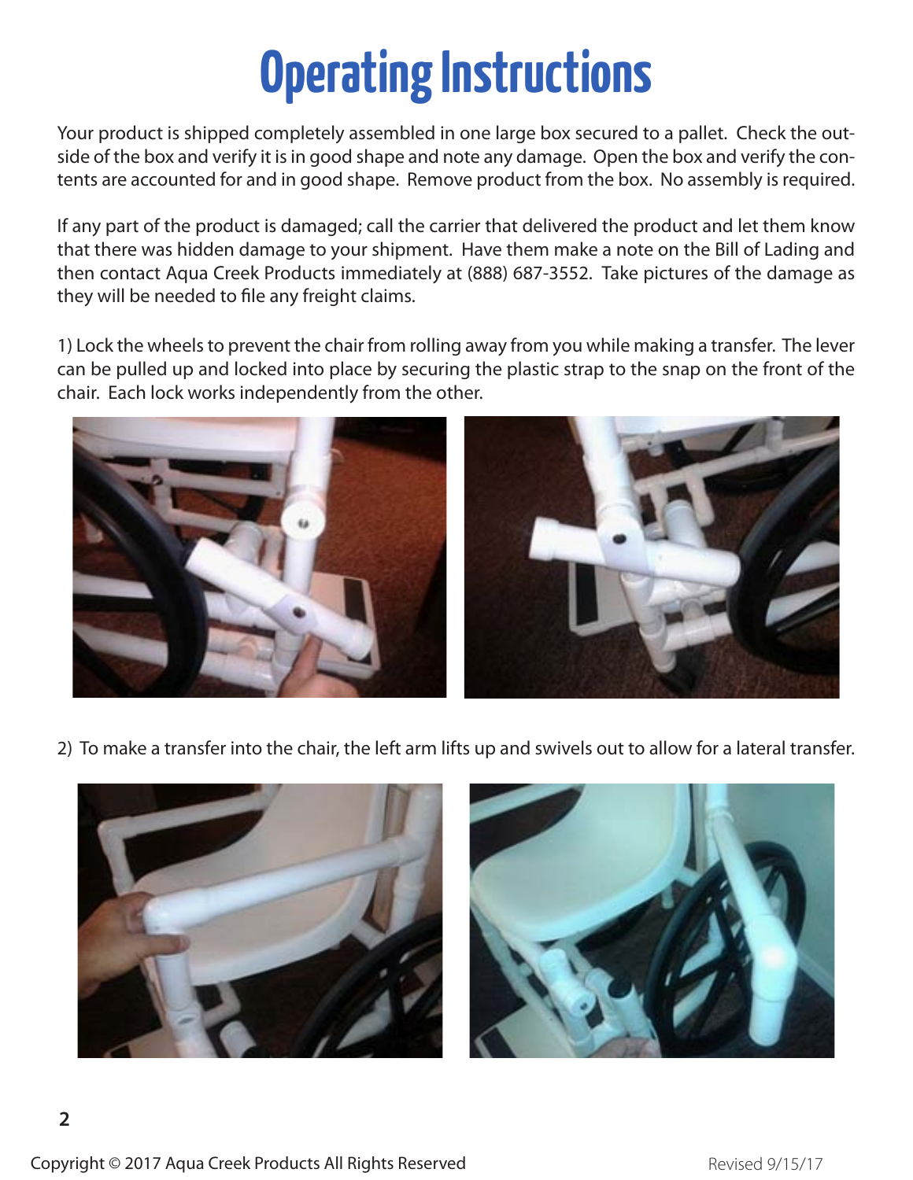# Operating Instructions

Your product is shipped completely assembled in one large box secured to a pallet. Check the outside of the box and verify it is in good shape and note any damage. Open the box and verify the contents are accounted for and in good shape. Remove product from the box. No assembly is required.

If any part of the product is damaged; call the carrier that delivered the product and let them know that there was hidden damage to your shipment. Have them make a note on the Bill of Lading and then contact Aqua Creek Products immediately at (888) 687-3552. Take pictures of the damage as they will be needed to file any freight claims.

1) Lock the wheels to prevent the chair from rolling away from you while making a transfer. The lever can be pulled up and locked into place by securing the plastic strap to the snap on the front of the chair. Each lock works independently from the other.

2) To make a transfer into the chair, the left arm lifts up and swivels out to allow for a lateral transfer.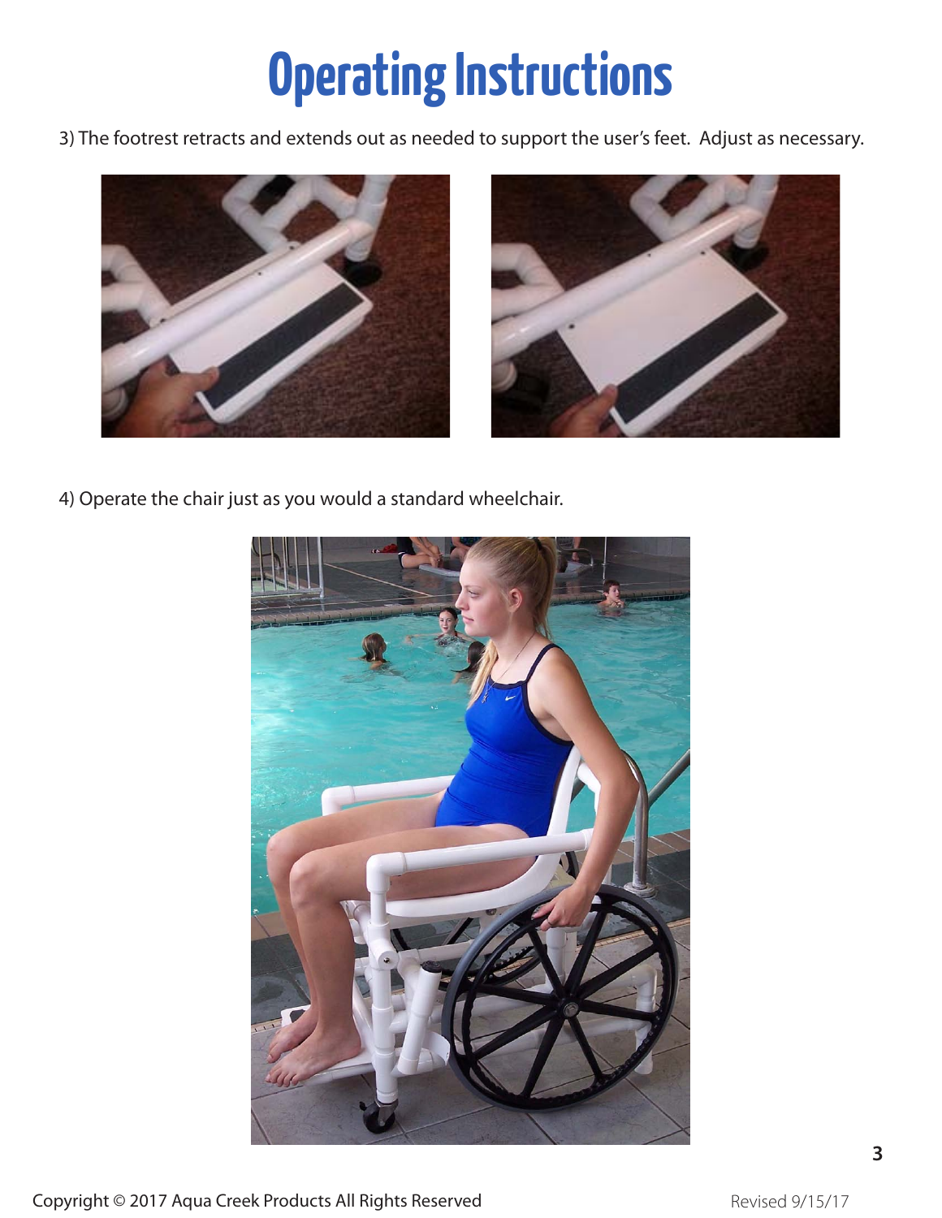# Operating Instructions

3) The footrest retracts and extends out as needed to support the user's feet. Adjust as necessary.

4) Operate the chair just as you would a standard wheelchair.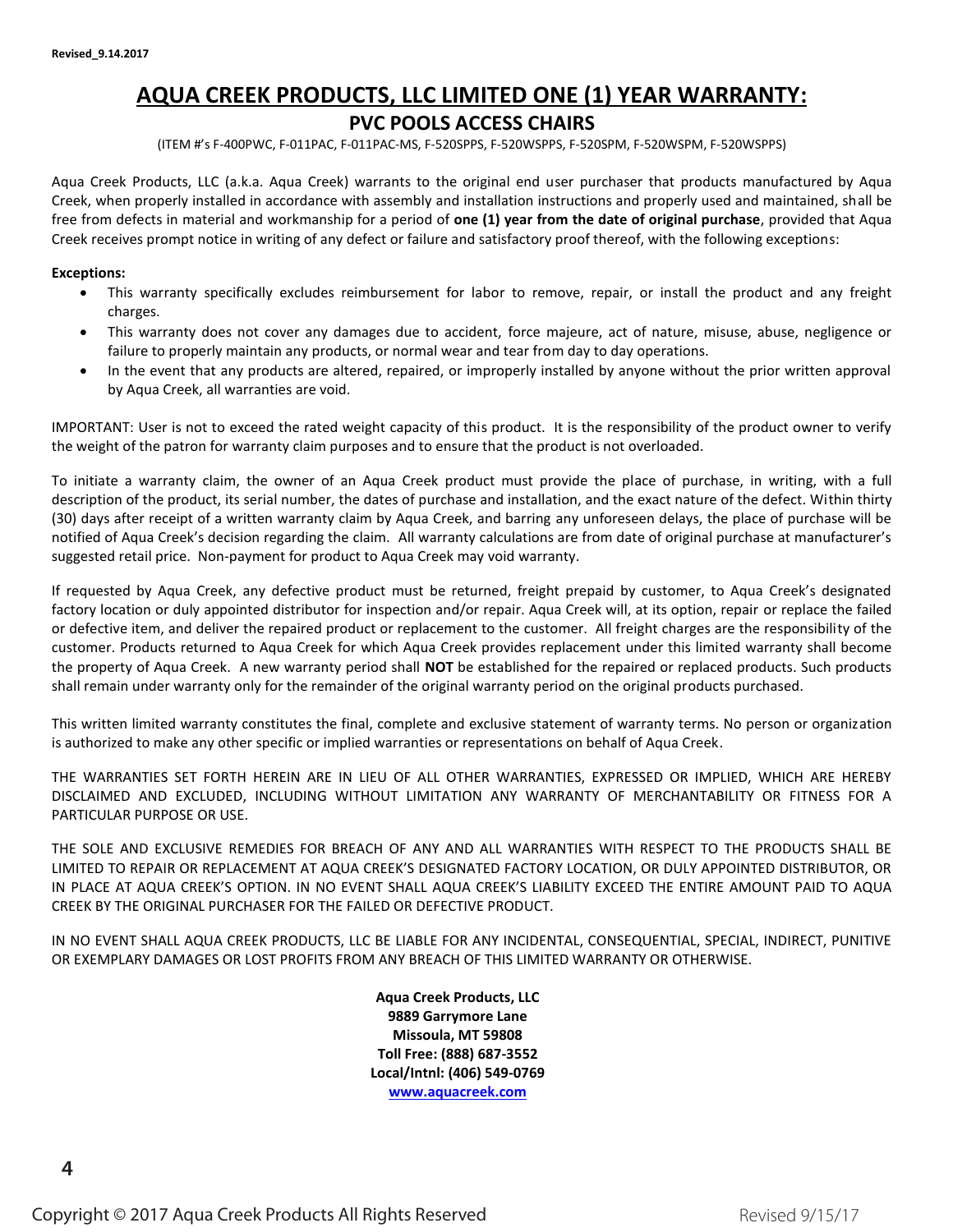Revised_9.14.2017

# AQUA CREEK PRODUCTS, LLC LIMITED ONE (1) YEAR WARRANTY:

## PVC POOLS ACCESS CHAIRS

(ITEM #'s F-400PWC, F-011PAC, F-011PAC-MS, F-520SPPS, F-520WSPPS, F-520SPM, F-520WSPM, F-520WSPPS)

Aqua Creek Products, LLC (a.k.a. Aqua Creek) warrants to the original end user purchaser that products manufactured by Aqua Creek, when properly installed in accordance with assembly and installation instructions and properly used and maintained, shall be free from defects in material and workmanship for a period of **one (1) year from the date of original purchase**, provided that Aqua Creek receives prompt notice in writing of any defect or failure and satisfactory proof thereof, with the following exceptions:

**Exceptions:**

- This warranty specifically excludes reimbursement for labor to remove, repair, or install the product and any freight charges.
- This warranty does not cover any damages due to accident, force majeure, act of nature, misuse, abuse, negligence or failure to properly maintain any products, or normal wear and tear from day to day operations.
- In the event that any products are altered, repaired, or improperly installed by anyone without the prior written approval by Aqua Creek, all warranties are void.

IMPORTANT: User is not to exceed the rated weight capacity of this product. It is the responsibility of the product owner to verify the weight of the patron for warranty claim purposes and to ensure that the product is not overloaded.

To initiate a warranty claim, the owner of an Aqua Creek product must provide the place of purchase, in writing, with a full description of the product, its serial number, the dates of purchase and installation, and the exact nature of the defect. Within thirty (30) days after receipt of a written warranty claim by Aqua Creek, and barring any unforeseen delays, the place of purchase will be notified of Aqua Creek's decision regarding the claim. All warranty calculations are from date of original purchase at manufacturer's suggested retail price. Non-payment for product to Aqua Creek may void warranty.

If requested by Aqua Creek, any defective product must be returned, freight prepaid by customer, to Aqua Creek's designated factory location or duly appointed distributor for inspection and/or repair. Aqua Creek will, at its option, repair or replace the failed or defective item, and deliver the repaired product or replacement to the customer. All freight charges are the responsibility of the customer. Products returned to Aqua Creek for which Aqua Creek provides replacement under this limited warranty shall become the property of Aqua Creek. A new warranty period shall **NOT** be established for the repaired or replaced products. Such products shall remain under warranty only for the remainder of the original warranty period on the original products purchased.

This written limited warranty constitutes the final, complete and exclusive statement of warranty terms. No person or organization is authorized to make any other specific or implied warranties or representations on behalf of Aqua Creek.

THE WARRANTIES SET FORTH HEREIN ARE IN LIEU OF ALL OTHER WARRANTIES, EXPRESSED OR IMPLIED, WHICH ARE HEREBY DISCLAIMED AND EXCLUDED, INCLUDING WITHOUT LIMITATION ANY WARRANTY OF MERCHANTABILITY OR FITNESS FOR A PARTICULAR PURPOSE OR USE.

THE SOLE AND EXCLUSIVE REMEDIES FOR BREACH OF ANY AND ALL WARRANTIES WITH RESPECT TO THE PRODUCTS SHALL BE LIMITED TO REPAIR OR REPLACEMENT AT AQUA CREEK'S DESIGNATED FACTORY LOCATION, OR DULY APPOINTED DISTRIBUTOR, OR IN PLACE AT AQUA CREEK'S OPTION. IN NO EVENT SHALL AQUA CREEK'S LIABILITY EXCEED THE ENTIRE AMOUNT PAID TO AQUA CREEK BY THE ORIGINAL PURCHASER FOR THE FAILED OR DEFECTIVE PRODUCT.

IN NO EVENT SHALL AQUA CREEK PRODUCTS, LLC BE LIABLE FOR ANY INCIDENTAL, CONSEQUENTIAL, SPECIAL, INDIRECT, PUNITIVE OR EXEMPLARY DAMAGES OR LOST PROFITS FROM ANY BREACH OF THIS LIMITED WARRANTY OR OTHERWISE.

**Aqua Creek Products, LLC**
**9889 Garrymore Lane**
**Missoula, MT 59808**
**Toll Free: (888) 687-3552**
**Local/Intnl: (406) 549-0769**
**www.aquacreek.com**

Copyright © 2017 Aqua Creek Products All Rights Reserved

Revised 9/15/17